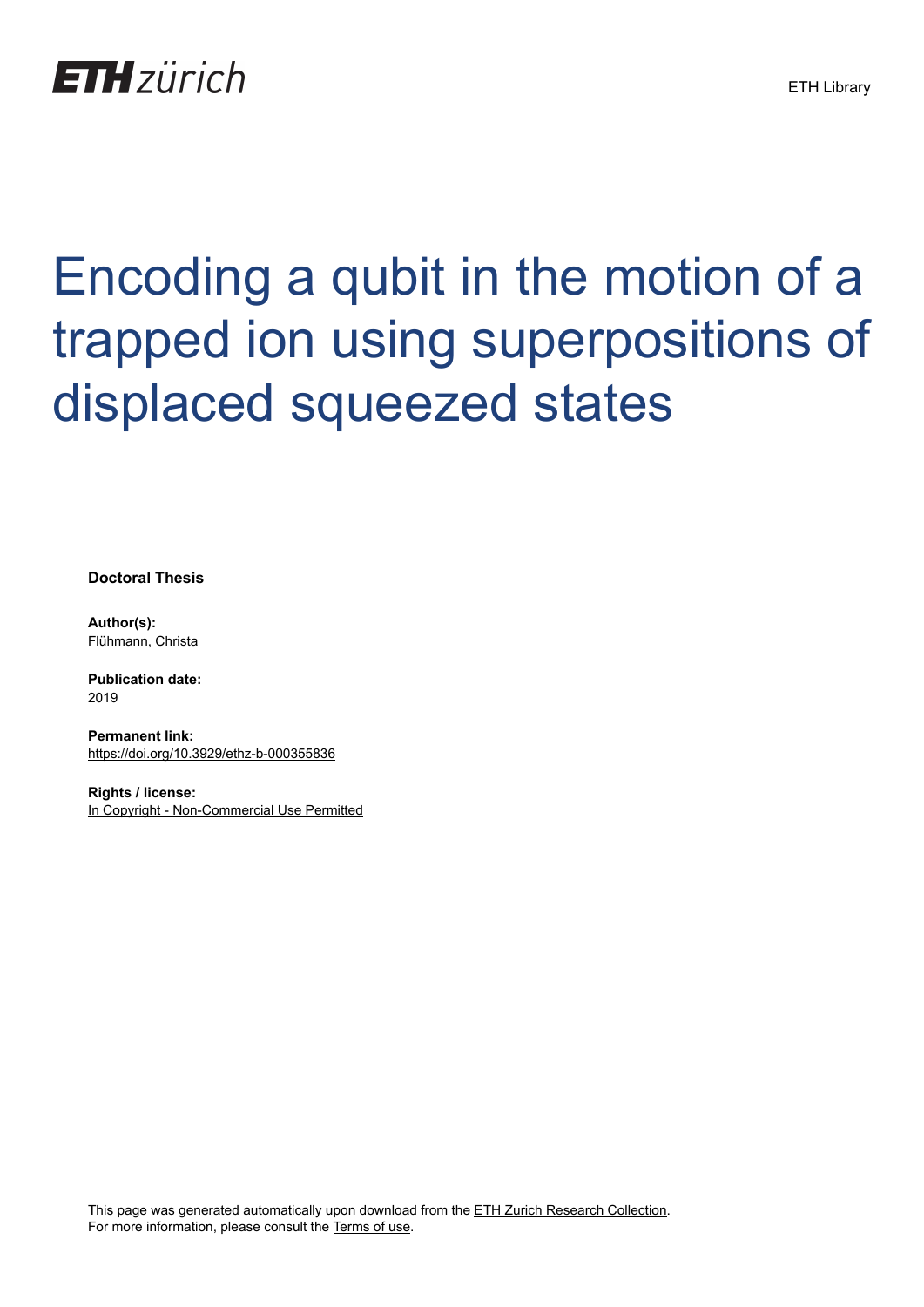ETH zürich

ETH Library

# Encoding a qubit in the motion of a trapped ion using superpositions of displaced squeezed states

**Doctoral Thesis**

**Author(s):**
Flühmann, Christa

**Publication date:**
2019

**Permanent link:**
https://doi.org/10.3929/ethz-b-000355836

**Rights / license:**
In Copyright - Non-Commercial Use Permitted

This page was generated automatically upon download from the ETH Zurich Research Collection.
For more information, please consult the Terms of use.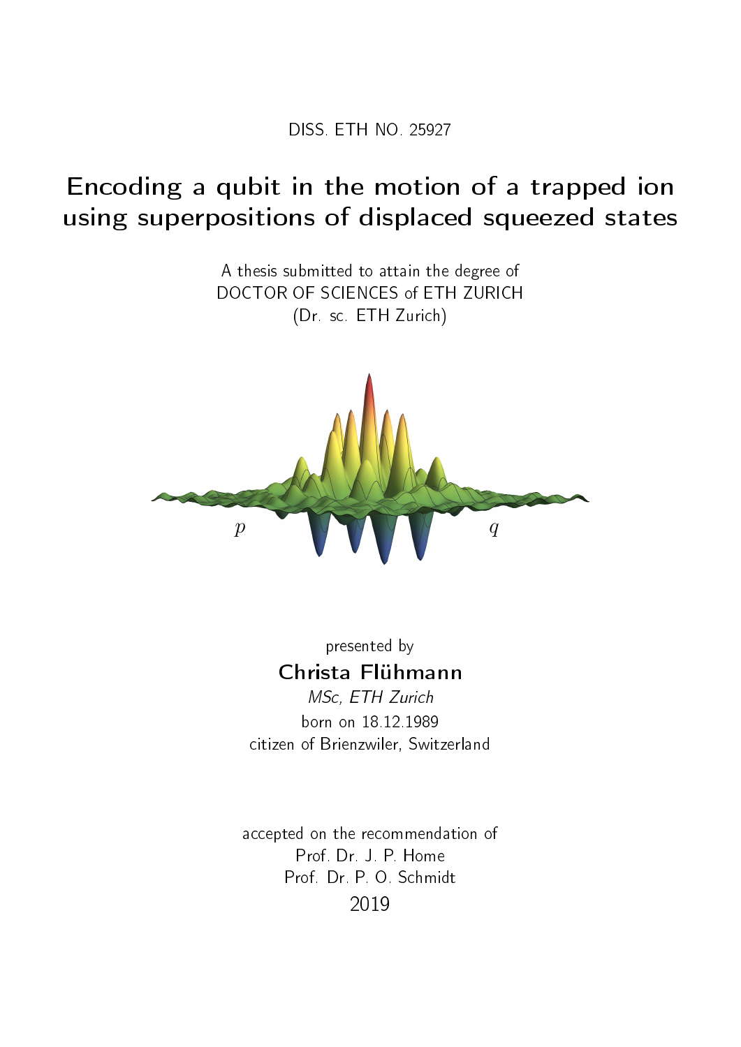DISS. ETH NO. 25927

# Encoding a qubit in the motion of a trapped ion using superpositions of displaced squeezed states

A thesis submitted to attain the degree of
DOCTOR OF SCIENCES of ETH ZURICH
(Dr. sc. ETH Zurich)

presented by

## Christa Flühmann

*MSc, ETH Zurich*

born on 18.12.1989

citizen of Brienzwiler, Switzerland

accepted on the recommendation of

Prof. Dr. J. P. Home

Prof. Dr. P. O. Schmidt

2019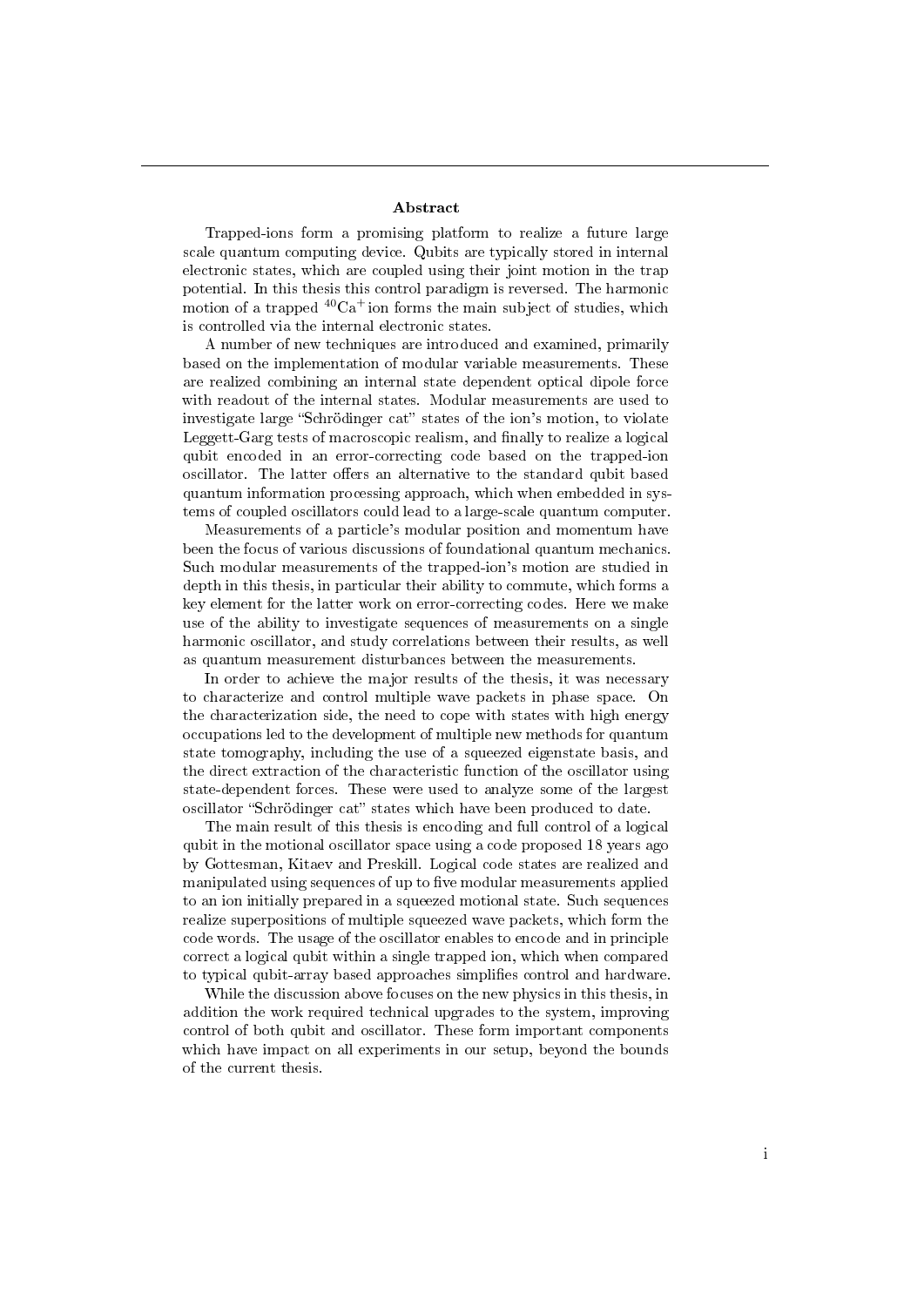## Abstract

Trapped-ions form a promising platform to realize a future large scale quantum computing device. Qubits are typically stored in internal electronic states, which are coupled using their joint motion in the trap potential. In this thesis this control paradigm is reversed. The harmonic motion of a trapped $^{40}Ca^{+}$ ion forms the main subject of studies, which is controlled via the internal electronic states.

A number of new techniques are introduced and examined, primarily based on the implementation of modular variable measurements. These are realized combining an internal state dependent optical dipole force with readout of the internal states. Modular measurements are used to investigate large "Schrödinger cat" states of the ion's motion, to violate Leggett-Garg tests of macroscopic realism, and finally to realize a logical qubit encoded in an error-correcting code based on the trapped-ion oscillator. The latter offers an alternative to the standard qubit based quantum information processing approach, which when embedded in systems of coupled oscillators could lead to a large-scale quantum computer.

Measurements of a particle's modular position and momentum have been the focus of various discussions of foundational quantum mechanics. Such modular measurements of the trapped-ion's motion are studied in depth in this thesis, in particular their ability to commute, which forms a key element for the latter work on error-correcting codes. Here we make use of the ability to investigate sequences of measurements on a single harmonic oscillator, and study correlations between their results, as well as quantum measurement disturbances between the measurements.

In order to achieve the major results of the thesis, it was necessary to characterize and control multiple wave packets in phase space. On the characterization side, the need to cope with states with high energy occupations led to the development of multiple new methods for quantum state tomography, including the use of a squeezed eigenstate basis, and the direct extraction of the characteristic function of the oscillator using state-dependent forces. These were used to analyze some of the largest oscillator "Schrödinger cat" states which have been produced to date.

The main result of this thesis is encoding and full control of a logical qubit in the motional oscillator space using a code proposed 18 years ago by Gottesman, Kitaev and Preskill. Logical code states are realized and manipulated using sequences of up to five modular measurements applied to an ion initially prepared in a squeezed motional state. Such sequences realize superpositions of multiple squeezed wave packets, which form the code words. The usage of the oscillator enables to encode and in principle correct a logical qubit within a single trapped ion, which when compared to typical qubit-array based approaches simplifies control and hardware.

While the discussion above focuses on the new physics in this thesis, in addition the work required technical upgrades to the system, improving control of both qubit and oscillator. These form important components which have impact on all experiments in our setup, beyond the bounds of the current thesis.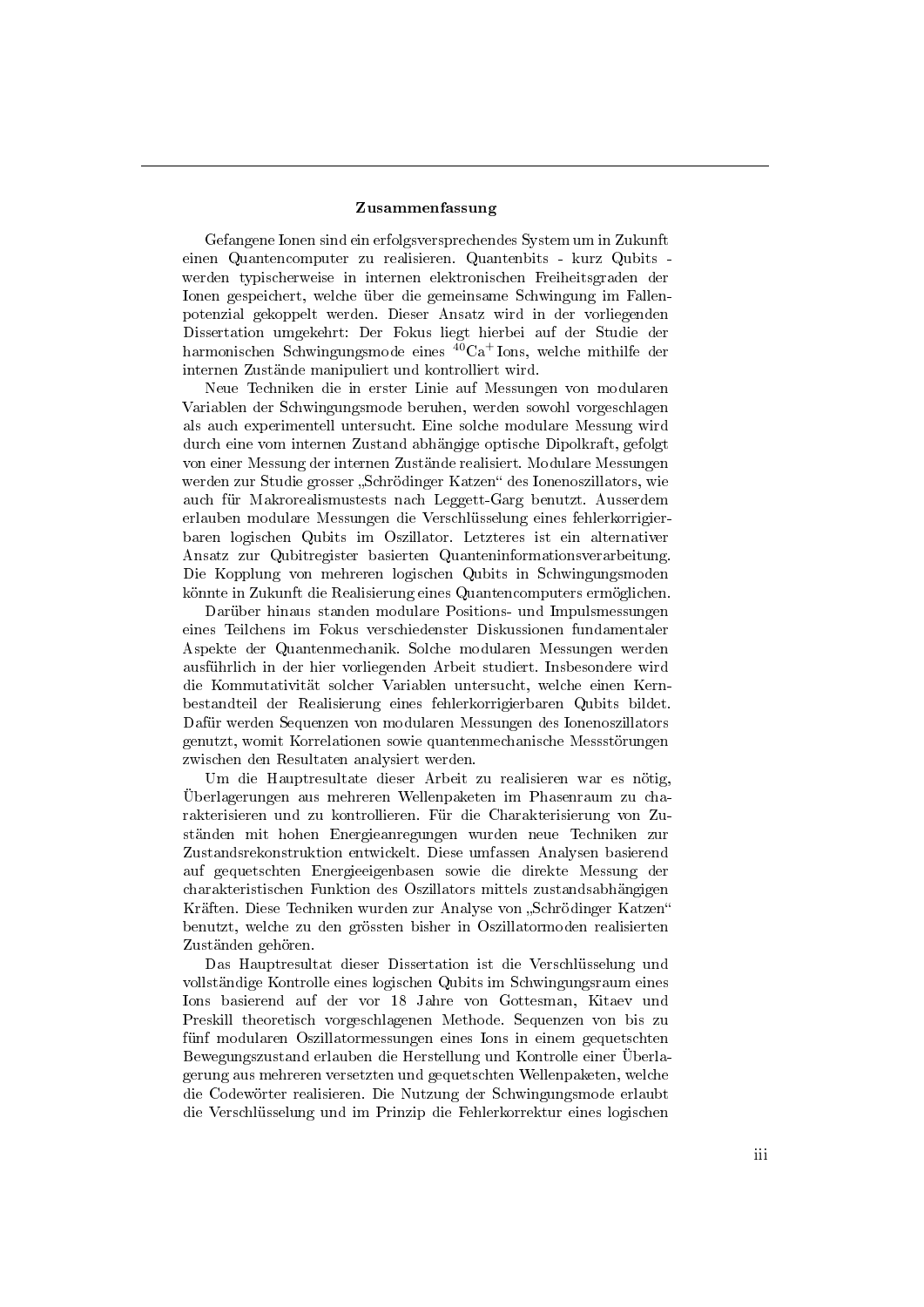## Zusammenfassung

Gefangene Ionen sind ein erfolgsversprechendes System um in Zukunft einen Quantencomputer zu realisieren. Quantenbits - kurz Qubits - werden typischerweise in internen elektronischen Freiheitsgraden der Ionen gespeichert, welche über die gemeinsame Schwingung im Fallenpotenzial gekoppelt werden. Dieser Ansatz wird in der vorliegenden Dissertation umgekehrt: Der Fokus liegt hierbei auf der Studie der harmonischen Schwingungsmode eines $^{40}Ca^{+}$ Ions, welche mithilfe der internen Zustände manipuliert und kontrolliert wird.

Neue Techniken die in erster Linie auf Messungen von modularen Variablen der Schwingungsmode beruhen, werden sowohl vorgeschlagen als auch experimentell untersucht. Eine solche modulare Messung wird durch eine vom internen Zustand abhängige optische Dipolkraft, gefolgt von einer Messung der internen Zustände realisiert. Modulare Messungen werden zur Studie grosser „Schrödinger Katzen" des Ionenoszillators, wie auch für Makrorealismustests nach Leggett-Garg benutzt. Ausserdem erlauben modulare Messungen die Verschlüsselung eines fehlerkorrigierbaren logischen Qubits im Oszillator. Letzteres ist ein alternativer Ansatz zur Qubitregister basierten Quanteninformationsverarbeitung. Die Kopplung von mehreren logischen Qubits in Schwingungsmoden könnte in Zukunft die Realisierung eines Quantencomputers ermöglichen.

Darüber hinaus standen modulare Positions- und Impulsmessungen eines Teilchens im Fokus verschiedenster Diskussionen fundamentaler Aspekte der Quantenmechanik. Solche modularen Messungen werden ausführlich in der hier vorliegenden Arbeit studiert. Insbesondere wird die Kommutativität solcher Variablen untersucht, welche einen Kernbestandteil der Realisierung eines fehlerkorrigierbaren Qubits bildet. Dafür werden Sequenzen von modularen Messungen des Ionenoszillators genutzt, womit Korrelationen sowie quantenmechanische Messstörungen zwischen den Resultaten analysiert werden.

Um die Hauptresultate dieser Arbeit zu realisieren war es nötig, Überlagerungen aus mehreren Wellenpaketen im Phasenraum zu charakterisieren und zu kontrollieren. Für die Charakterisierung von Zuständen mit hohen Energieanregungen wurden neue Techniken zur Zustandsrekonstruktion entwickelt. Diese umfassen Analysen basierend auf gequetschten Energieeigenbasen sowie die direkte Messung der charakteristischen Funktion des Oszillators mittels zustandsabhängigen Kräften. Diese Techniken wurden zur Analyse von „Schrödinger Katzen" benutzt, welche zu den grössten bisher in Oszillatormoden realisierten Zuständen gehören.

Das Hauptresultat dieser Dissertation ist die Verschlüsselung und vollständige Kontrolle eines logischen Qubits im Schwingungsraum eines Ions basierend auf der vor 18 Jahre von Gottesman, Kitaev und Preskill theoretisch vorgeschlagenen Methode. Sequenzen von bis zu fünf modularen Oszillatormessungen eines Ions in einem gequetschten Bewegungszustand erlauben die Herstellung und Kontrolle einer Überlagerung aus mehreren versetzten und gequetschten Wellenpaketen, welche die Codewörter realisieren. Die Nutzung der Schwingungsmode erlaubt die Verschlüsselung und im Prinzip die Fehlerkorrektur eines logischen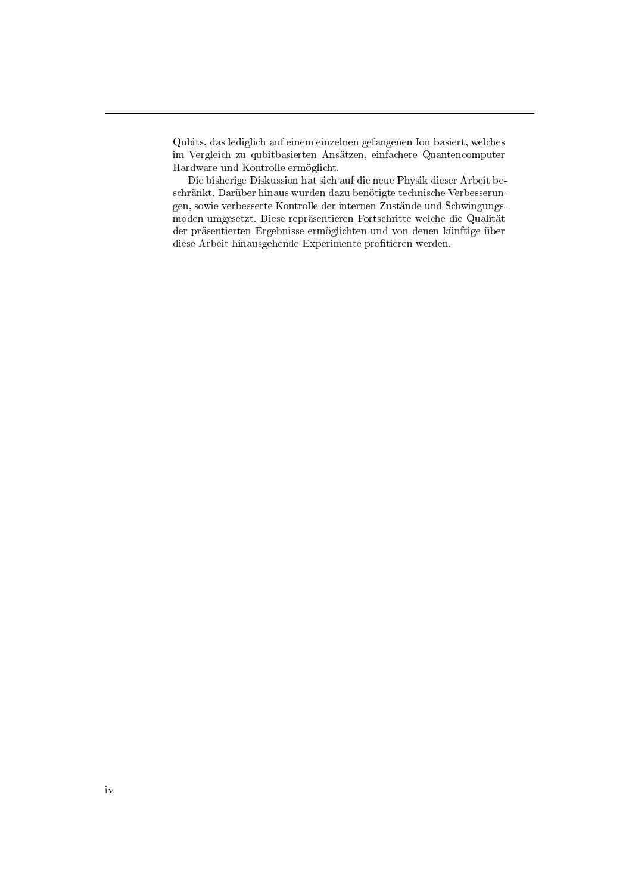Qubits, das lediglich auf einem einzelnen gefangenen Ion basiert, welches im Vergleich zu qubitbasierten Ansätzen, einfachere Quantencomputer Hardware und Kontrolle ermöglicht.

Die bisherige Diskussion hat sich auf die neue Physik dieser Arbeit beschränkt. Darüber hinaus wurden dazu benötigte technische Verbesserungen, sowie verbesserte Kontrolle der internen Zustände und Schwingungsmoden umgesetzt. Diese repräsentieren Fortschritte welche die Qualität der präsentierten Ergebnisse ermöglichten und von denen künftige über diese Arbeit hinausgehende Experimente profitieren werden.